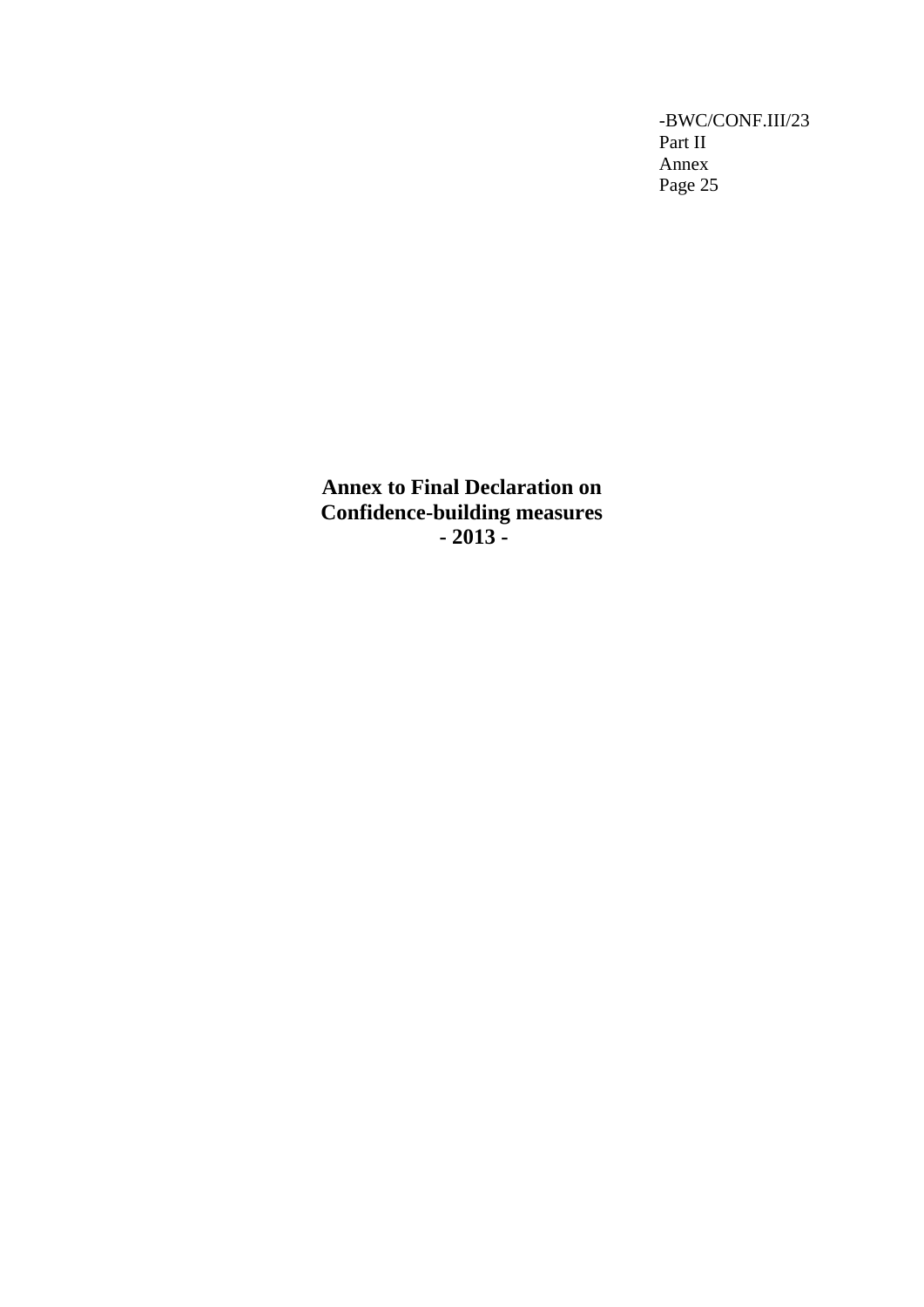-BWC/CONF.III/23
Part II
Annex
Page 25

**Annex to Final Declaration on**
**Confidence-building measures**
**- 2013 -**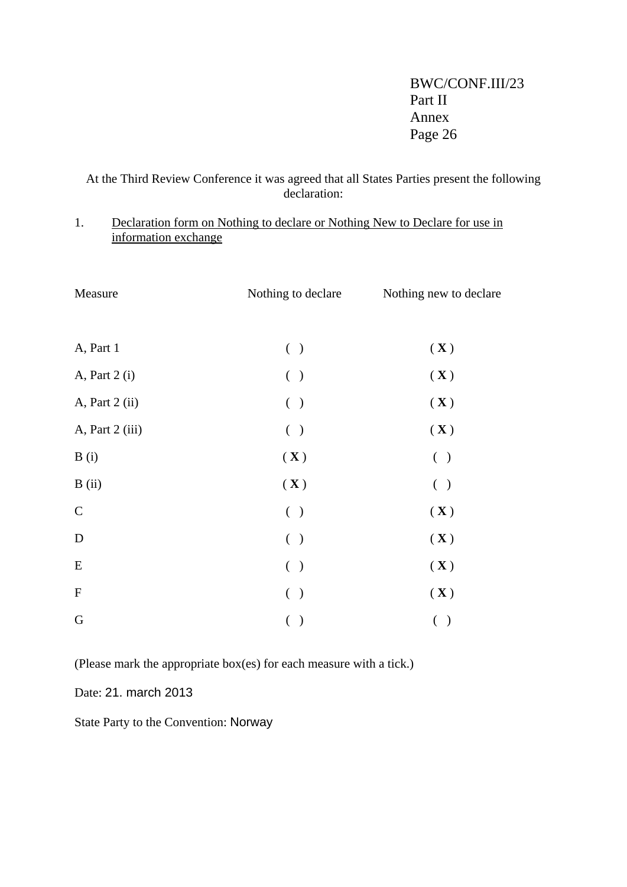BWC/CONF.III/23
Part II
Annex
Page 26

At the Third Review Conference it was agreed that all States Parties present the following declaration:

1. <u>Declaration form on Nothing to declare or Nothing New to Declare for use in information exchange</u>

| Measure | Nothing to declare | Nothing new to declare |
|---|---|---|
| A, Part 1 | ( ) | ( **X** ) |
| A, Part 2 (i) | ( ) | ( **X** ) |
| A, Part 2 (ii) | ( ) | ( **X** ) |
| A, Part 2 (iii) | ( ) | ( **X** ) |
| B (i) | ( **X** ) | ( ) |
| B (ii) | ( **X** ) | ( ) |
| C | ( ) | ( **X** ) |
| D | ( ) | ( **X** ) |
| E | ( ) | ( **X** ) |
| F | ( ) | ( **X** ) |
| G | ( ) | ( ) |

(Please mark the appropriate box(es) for each measure with a tick.)

Date: 21. march 2013

State Party to the Convention: Norway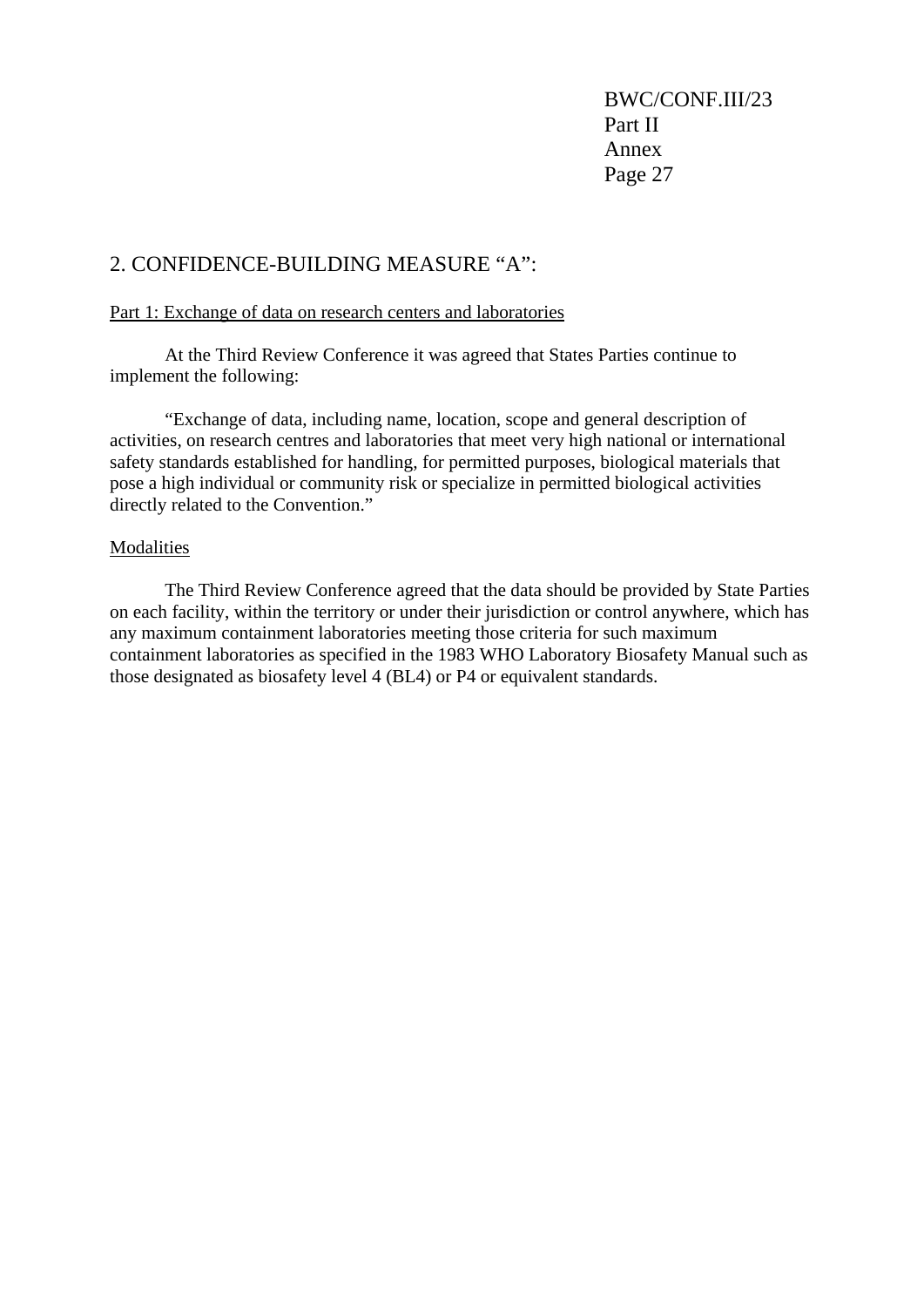## 2. CONFIDENCE-BUILDING MEASURE "A":

Part 1: Exchange of data on research centers and laboratories

At the Third Review Conference it was agreed that States Parties continue to implement the following:

"Exchange of data, including name, location, scope and general description of activities, on research centres and laboratories that meet very high national or international safety standards established for handling, for permitted purposes, biological materials that pose a high individual or community risk or specialize in permitted biological activities directly related to the Convention."

Modalities

The Third Review Conference agreed that the data should be provided by State Parties on each facility, within the territory or under their jurisdiction or control anywhere, which has any maximum containment laboratories meeting those criteria for such maximum containment laboratories as specified in the 1983 WHO Laboratory Biosafety Manual such as those designated as biosafety level 4 (BL4) or P4 or equivalent standards.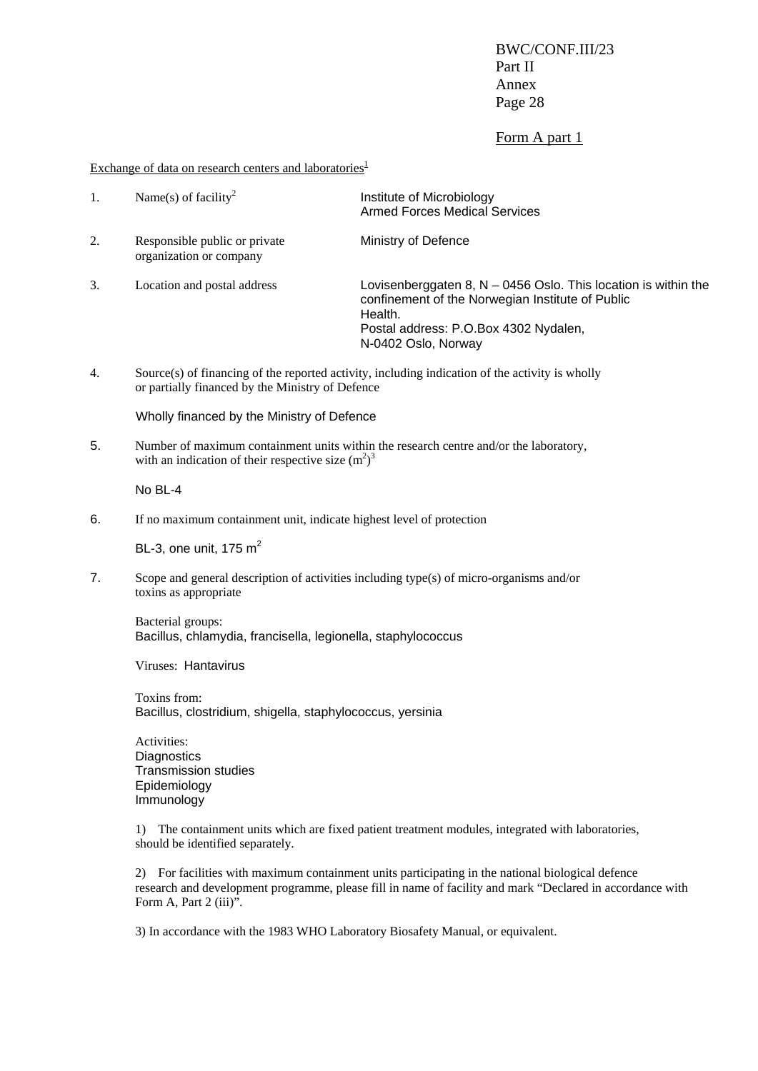Form A part 1

Exchange of data on research centers and laboratories[1]

1. Name(s) of facility[2] — Institute of Microbiology
Armed Forces Medical Services

2. Responsible public or private organization or company — Ministry of Defence

3. Location and postal address — Lovisenberggaten 8, N – 0456 Oslo. This location is within the confinement of the Norwegian Institute of Public Health.
Postal address: P.O.Box 4302 Nydalen,
N-0402 Oslo, Norway

4. Source(s) of financing of the reported activity, including indication of the activity is wholly or partially financed by the Ministry of Defence

   Wholly financed by the Ministry of Defence

5. Number of maximum containment units within the research centre and/or the laboratory, with an indication of their respective size ($m^2$)[3]

   No BL-4

6. If no maximum containment unit, indicate highest level of protection

   BL-3, one unit, 175 $m^2$

7. Scope and general description of activities including type(s) of micro-organisms and/or toxins as appropriate

   Bacterial groups:
   Bacillus, chlamydia, francisella, legionella, staphylococcus

   Viruses: Hantavirus

   Toxins from:
   Bacillus, clostridium, shigella, staphylococcus, yersinia

   Activities:
   Diagnostics
   Transmission studies
   Epidemiology
   Immunology

1) The containment units which are fixed patient treatment modules, integrated with laboratories, should be identified separately.

2) For facilities with maximum containment units participating in the national biological defence research and development programme, please fill in name of facility and mark "Declared in accordance with Form A, Part 2 (iii)".

3) In accordance with the 1983 WHO Laboratory Biosafety Manual, or equivalent.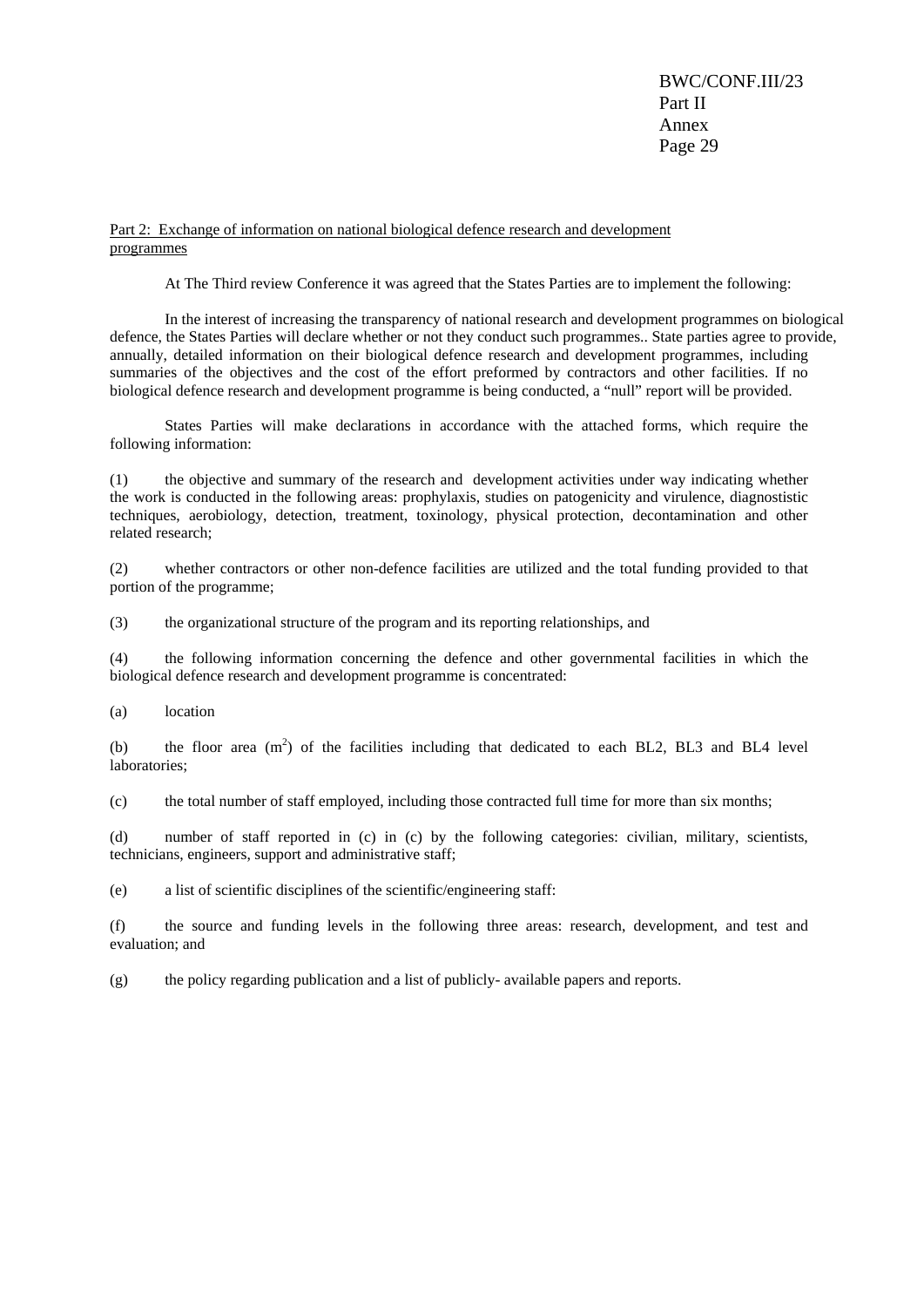Part 2: Exchange of information on national biological defence research and development programmes

At The Third review Conference it was agreed that the States Parties are to implement the following:

In the interest of increasing the transparency of national research and development programmes on biological defence, the States Parties will declare whether or not they conduct such programmes.. State parties agree to provide, annually, detailed information on their biological defence research and development programmes, including summaries of the objectives and the cost of the effort preformed by contractors and other facilities. If no biological defence research and development programme is being conducted, a "null" report will be provided.

States Parties will make declarations in accordance with the attached forms, which require the following information:

(1) the objective and summary of the research and development activities under way indicating whether the work is conducted in the following areas: prophylaxis, studies on patogenicity and virulence, diagnostistic techniques, aerobiology, detection, treatment, toxinology, physical protection, decontamination and other related research;

(2) whether contractors or other non-defence facilities are utilized and the total funding provided to that portion of the programme;

(3) the organizational structure of the program and its reporting relationships, and

(4) the following information concerning the defence and other governmental facilities in which the biological defence research and development programme is concentrated:

(a) location

(b) the floor area ($m^2$) of the facilities including that dedicated to each BL2, BL3 and BL4 level laboratories;

(c) the total number of staff employed, including those contracted full time for more than six months;

(d) number of staff reported in (c) in (c) by the following categories: civilian, military, scientists, technicians, engineers, support and administrative staff;

(e) a list of scientific disciplines of the scientific/engineering staff:

(f) the source and funding levels in the following three areas: research, development, and test and evaluation; and

(g) the policy regarding publication and a list of publicly- available papers and reports.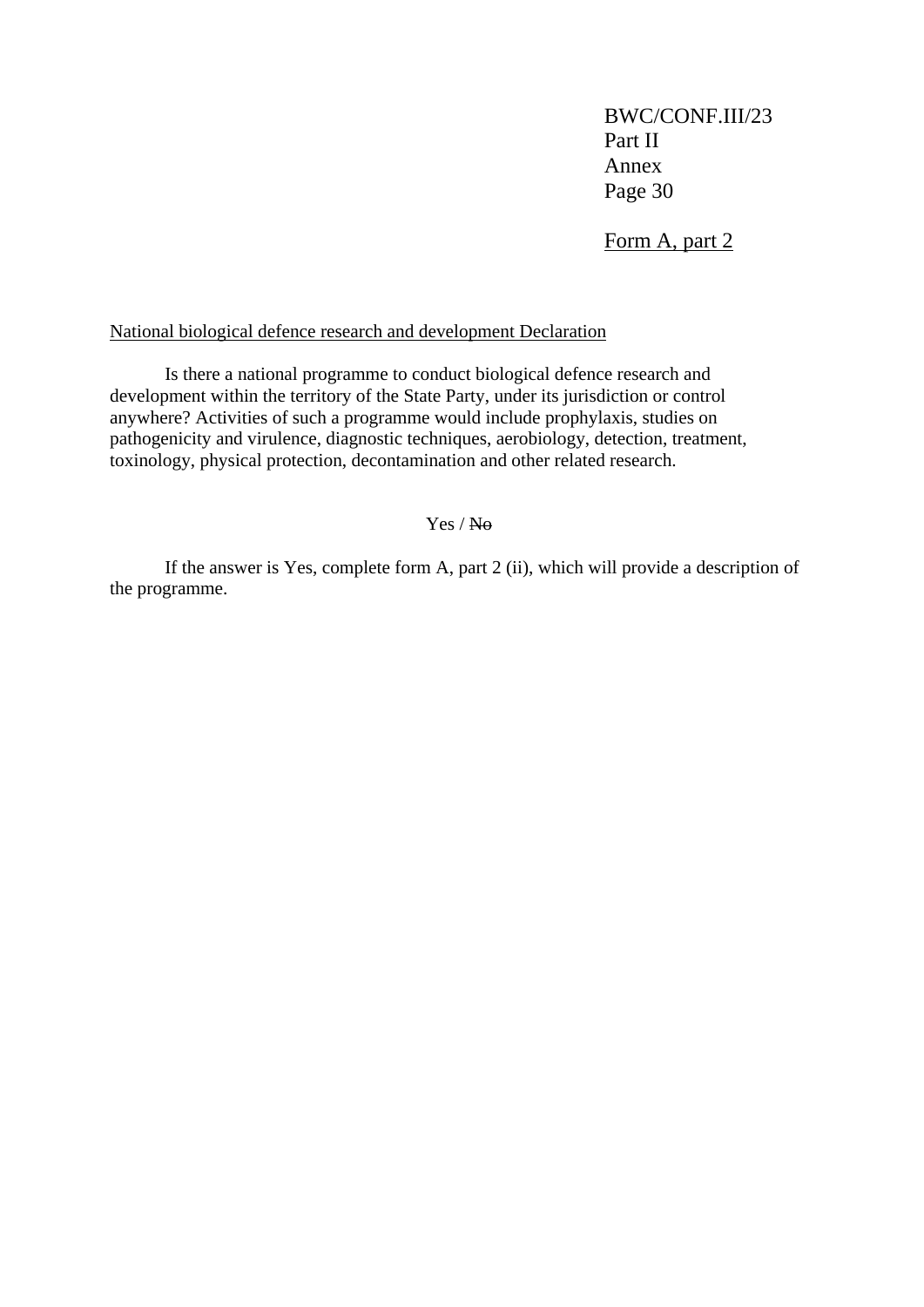Form A, part 2

National biological defence research and development Declaration

Is there a national programme to conduct biological defence research and development within the territory of the State Party, under its jurisdiction or control anywhere? Activities of such a programme would include prophylaxis, studies on pathogenicity and virulence, diagnostic techniques, aerobiology, detection, treatment, toxinology, physical protection, decontamination and other related research.

Yes / ~~No~~

If the answer is Yes, complete form A, part 2 (ii), which will provide a description of the programme.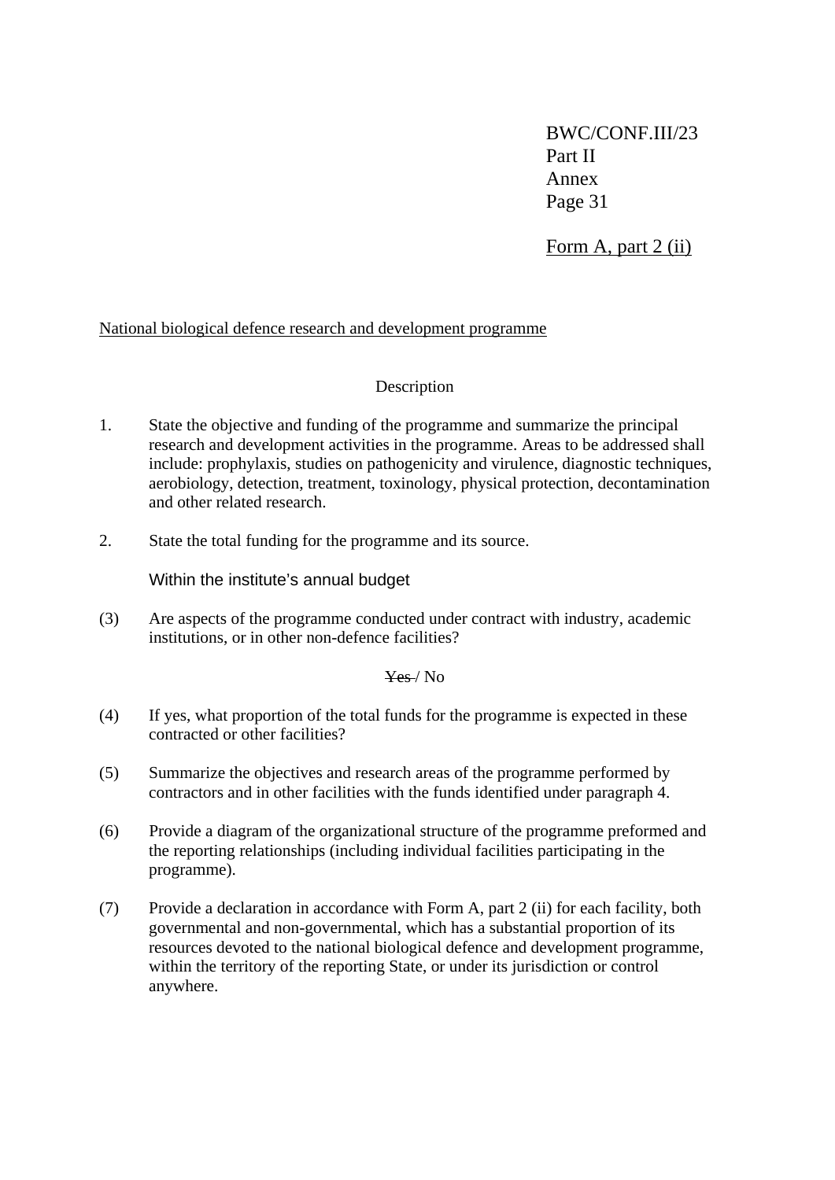Form A, part 2 (ii)

National biological defence research and development programme

Description

1. State the objective and funding of the programme and summarize the principal research and development activities in the programme. Areas to be addressed shall include: prophylaxis, studies on pathogenicity and virulence, diagnostic techniques, aerobiology, detection, treatment, toxinology, physical protection, decontamination and other related research.

2. State the total funding for the programme and its source.

   Within the institute's annual budget

(3) Are aspects of the programme conducted under contract with industry, academic institutions, or in other non-defence facilities?

~~Yes~~ / No

(4) If yes, what proportion of the total funds for the programme is expected in these contracted or other facilities?

(5) Summarize the objectives and research areas of the programme performed by contractors and in other facilities with the funds identified under paragraph 4.

(6) Provide a diagram of the organizational structure of the programme preformed and the reporting relationships (including individual facilities participating in the programme).

(7) Provide a declaration in accordance with Form A, part 2 (ii) for each facility, both governmental and non-governmental, which has a substantial proportion of its resources devoted to the national biological defence and development programme, within the territory of the reporting State, or under its jurisdiction or control anywhere.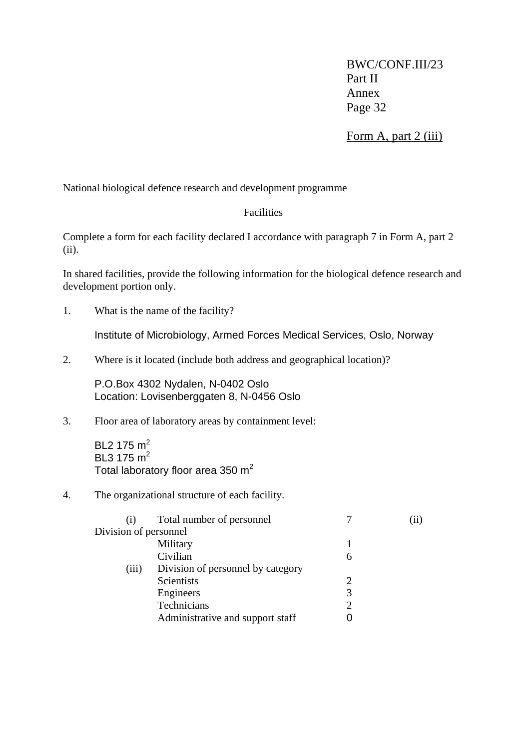Form A, part 2 (iii)

National biological defence research and development programme

Facilities

Complete a form for each facility declared I accordance with paragraph 7 in Form A, part 2 (ii).

In shared facilities, provide the following information for the biological defence research and development portion only.

1. What is the name of the facility?

   Institute of Microbiology, Armed Forces Medical Services, Oslo, Norway

2. Where is it located (include both address and geographical location)?

   P.O.Box 4302 Nydalen, N-0402 Oslo
   Location: Lovisenberggaten 8, N-0456 Oslo

3. Floor area of laboratory areas by containment level:

   BL2 175 $m^2$
   BL3 175 $m^2$
   Total laboratory floor area 350 $m^2$

4. The organizational structure of each facility.

| | | |
|---|---|---|
| (i) | Total number of personnel | 7 |
| (ii) | Division of personnel | |
| | Military | 1 |
| | Civilian | 6 |
| (iii) | Division of personnel by category | |
| | Scientists | 2 |
| | Engineers | 3 |
| | Technicians | 2 |
| | Administrative and support staff | 0 |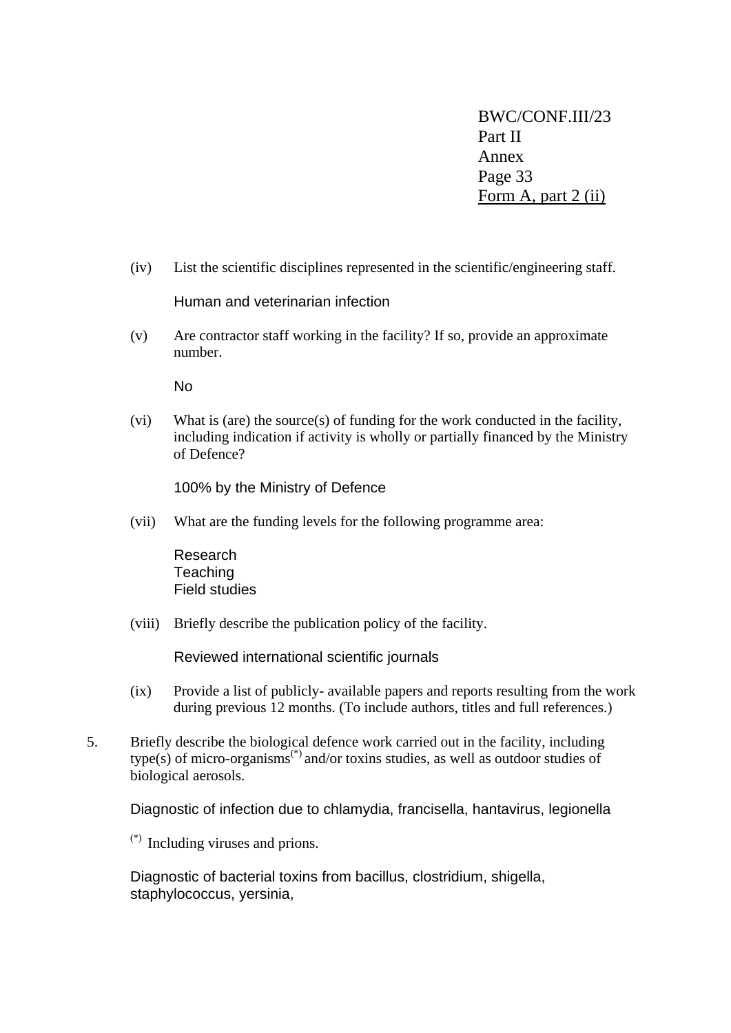Form A, part 2 (ii)

(iv) List the scientific disciplines represented in the scientific/engineering staff.

Human and veterinarian infection

(v) Are contractor staff working in the facility? If so, provide an approximate number.

No

(vi) What is (are) the source(s) of funding for the work conducted in the facility, including indication if activity is wholly or partially financed by the Ministry of Defence?

100% by the Ministry of Defence

(vii) What are the funding levels for the following programme area:

Research
Teaching
Field studies

(viii) Briefly describe the publication policy of the facility.

Reviewed international scientific journals

(ix) Provide a list of publicly- available papers and reports resulting from the work during previous 12 months. (To include authors, titles and full references.)

5. Briefly describe the biological defence work carried out in the facility, including type(s) of micro-organisms[(*)] and/or toxins studies, as well as outdoor studies of biological aerosols.

Diagnostic of infection due to chlamydia, francisella, hantavirus, legionella

[(*)] Including viruses and prions.

Diagnostic of bacterial toxins from bacillus, clostridium, shigella, staphylococcus, yersinia,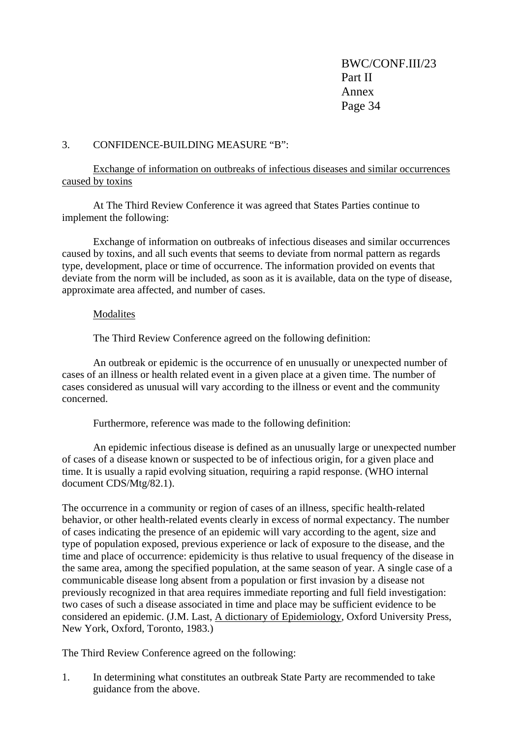3. CONFIDENCE-BUILDING MEASURE "B":

Exchange of information on outbreaks of infectious diseases and similar occurrences caused by toxins

At The Third Review Conference it was agreed that States Parties continue to implement the following:

Exchange of information on outbreaks of infectious diseases and similar occurrences caused by toxins, and all such events that seems to deviate from normal pattern as regards type, development, place or time of occurrence. The information provided on events that deviate from the norm will be included, as soon as it is available, data on the type of disease, approximate area affected, and number of cases.

Modalites

The Third Review Conference agreed on the following definition:

An outbreak or epidemic is the occurrence of en unusually or unexpected number of cases of an illness or health related event in a given place at a given time. The number of cases considered as unusual will vary according to the illness or event and the community concerned.

Furthermore, reference was made to the following definition:

An epidemic infectious disease is defined as an unusually large or unexpected number of cases of a disease known or suspected to be of infectious origin, for a given place and time. It is usually a rapid evolving situation, requiring a rapid response. (WHO internal document CDS/Mtg/82.1).

The occurrence in a community or region of cases of an illness, specific health-related behavior, or other health-related events clearly in excess of normal expectancy. The number of cases indicating the presence of an epidemic will vary according to the agent, size and type of population exposed, previous experience or lack of exposure to the disease, and the time and place of occurrence: epidemicity is thus relative to usual frequency of the disease in the same area, among the specified population, at the same season of year. A single case of a communicable disease long absent from a population or first invasion by a disease not previously recognized in that area requires immediate reporting and full field investigation: two cases of such a disease associated in time and place may be sufficient evidence to be considered an epidemic. (J.M. Last, A dictionary of Epidemiology, Oxford University Press, New York, Oxford, Toronto, 1983.)

The Third Review Conference agreed on the following:

1. In determining what constitutes an outbreak State Party are recommended to take guidance from the above.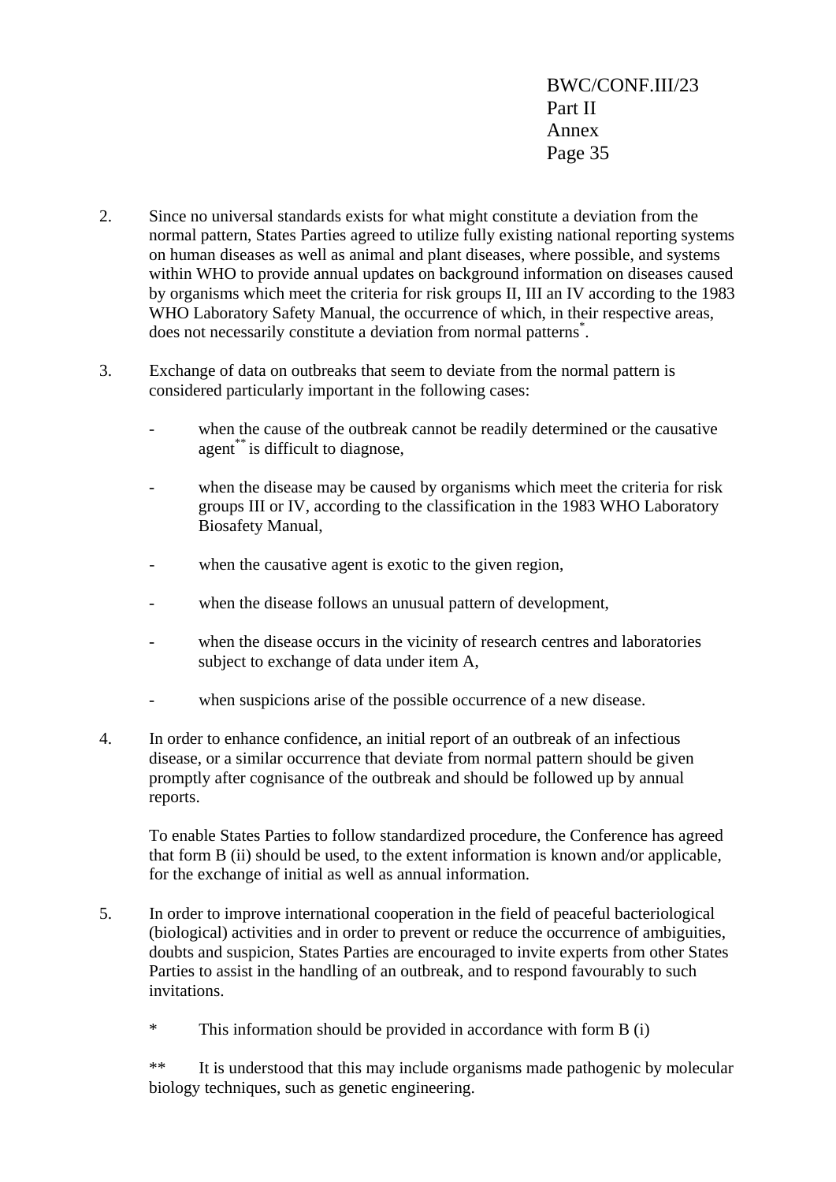2. Since no universal standards exists for what might constitute a deviation from the normal pattern, States Parties agreed to utilize fully existing national reporting systems on human diseases as well as animal and plant diseases, where possible, and systems within WHO to provide annual updates on background information on diseases caused by organisms which meet the criteria for risk groups II, III an IV according to the 1983 WHO Laboratory Safety Manual, the occurrence of which, in their respective areas, does not necessarily constitute a deviation from normal patterns*.

3. Exchange of data on outbreaks that seem to deviate from the normal pattern is considered particularly important in the following cases:

   - when the cause of the outbreak cannot be readily determined or the causative agent** is difficult to diagnose,

   - when the disease may be caused by organisms which meet the criteria for risk groups III or IV, according to the classification in the 1983 WHO Laboratory Biosafety Manual,

   - when the causative agent is exotic to the given region,

   - when the disease follows an unusual pattern of development,

   - when the disease occurs in the vicinity of research centres and laboratories subject to exchange of data under item A,

   - when suspicions arise of the possible occurrence of a new disease.

4. In order to enhance confidence, an initial report of an outbreak of an infectious disease, or a similar occurrence that deviate from normal pattern should be given promptly after cognisance of the outbreak and should be followed up by annual reports.

   To enable States Parties to follow standardized procedure, the Conference has agreed that form B (ii) should be used, to the extent information is known and/or applicable, for the exchange of initial as well as annual information.

5. In order to improve international cooperation in the field of peaceful bacteriological (biological) activities and in order to prevent or reduce the occurrence of ambiguities, doubts and suspicion, States Parties are encouraged to invite experts from other States Parties to assist in the handling of an outbreak, and to respond favourably to such invitations.

\* This information should be provided in accordance with form B (i)

\*\* It is understood that this may include organisms made pathogenic by molecular biology techniques, such as genetic engineering.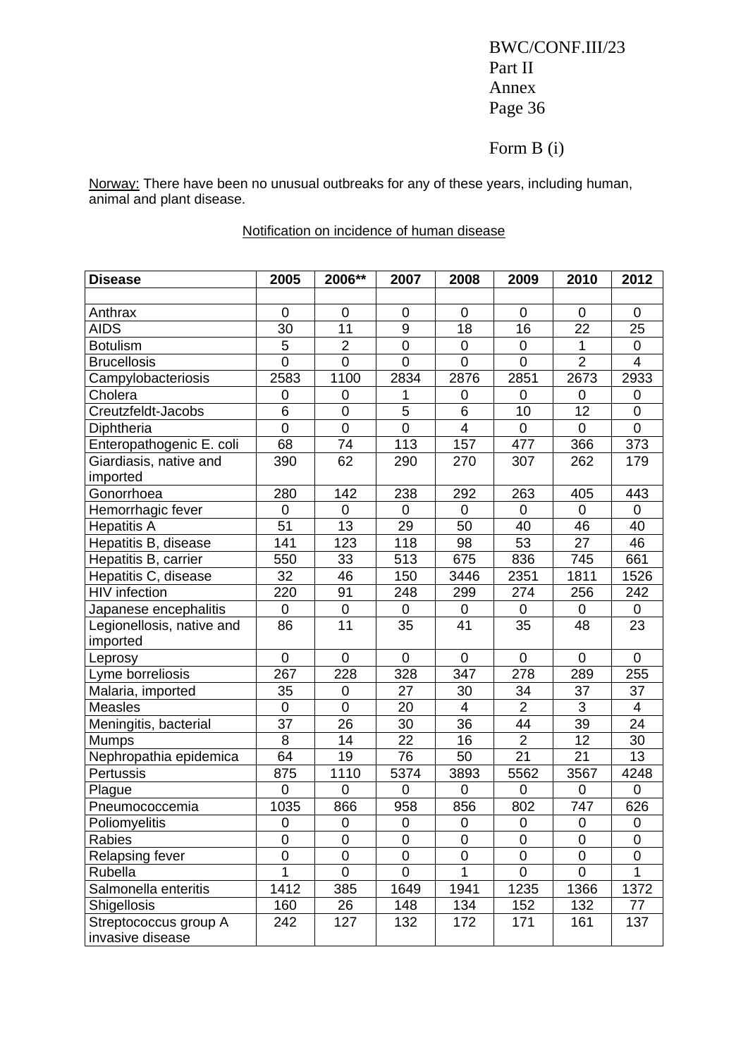Form B (i)

Norway: There have been no unusual outbreaks for any of these years, including human, animal and plant disease.

Notification on incidence of human disease

| Disease | 2005 | 2006** | 2007 | 2008 | 2009 | 2010 | 2012 |
|---|---|---|---|---|---|---|---|
| | | | | | | | |
| Anthrax | 0 | 0 | 0 | 0 | 0 | 0 | 0 |
| AIDS | 30 | 11 | 9 | 18 | 16 | 22 | 25 |
| Botulism | 5 | 2 | 0 | 0 | 0 | 1 | 0 |
| Brucellosis | 0 | 0 | 0 | 0 | 0 | 2 | 4 |
| Campylobacteriosis | 2583 | 1100 | 2834 | 2876 | 2851 | 2673 | 2933 |
| Cholera | 0 | 0 | 1 | 0 | 0 | 0 | 0 |
| Creutzfeldt-Jacobs | 6 | 0 | 5 | 6 | 10 | 12 | 0 |
| Diphtheria | 0 | 0 | 0 | 4 | 0 | 0 | 0 |
| Enteropathogenic E. coli | 68 | 74 | 113 | 157 | 477 | 366 | 373 |
| Giardiasis, native and imported | 390 | 62 | 290 | 270 | 307 | 262 | 179 |
| Gonorrhoea | 280 | 142 | 238 | 292 | 263 | 405 | 443 |
| Hemorrhagic fever | 0 | 0 | 0 | 0 | 0 | 0 | 0 |
| Hepatitis A | 51 | 13 | 29 | 50 | 40 | 46 | 40 |
| Hepatitis B, disease | 141 | 123 | 118 | 98 | 53 | 27 | 46 |
| Hepatitis B, carrier | 550 | 33 | 513 | 675 | 836 | 745 | 661 |
| Hepatitis C, disease | 32 | 46 | 150 | 3446 | 2351 | 1811 | 1526 |
| HIV infection | 220 | 91 | 248 | 299 | 274 | 256 | 242 |
| Japanese encephalitis | 0 | 0 | 0 | 0 | 0 | 0 | 0 |
| Legionellosis, native and imported | 86 | 11 | 35 | 41 | 35 | 48 | 23 |
| Leprosy | 0 | 0 | 0 | 0 | 0 | 0 | 0 |
| Lyme borreliosis | 267 | 228 | 328 | 347 | 278 | 289 | 255 |
| Malaria, imported | 35 | 0 | 27 | 30 | 34 | 37 | 37 |
| Measles | 0 | 0 | 20 | 4 | 2 | 3 | 4 |
| Meningitis, bacterial | 37 | 26 | 30 | 36 | 44 | 39 | 24 |
| Mumps | 8 | 14 | 22 | 16 | 2 | 12 | 30 |
| Nephropathia epidemica | 64 | 19 | 76 | 50 | 21 | 21 | 13 |
| Pertussis | 875 | 1110 | 5374 | 3893 | 5562 | 3567 | 4248 |
| Plague | 0 | 0 | 0 | 0 | 0 | 0 | 0 |
| Pneumococcemia | 1035 | 866 | 958 | 856 | 802 | 747 | 626 |
| Poliomyelitis | 0 | 0 | 0 | 0 | 0 | 0 | 0 |
| Rabies | 0 | 0 | 0 | 0 | 0 | 0 | 0 |
| Relapsing fever | 0 | 0 | 0 | 0 | 0 | 0 | 0 |
| Rubella | 1 | 0 | 0 | 1 | 0 | 0 | 1 |
| Salmonella enteritis | 1412 | 385 | 1649 | 1941 | 1235 | 1366 | 1372 |
| Shigellosis | 160 | 26 | 148 | 134 | 152 | 132 | 77 |
| Streptococcus group A invasive disease | 242 | 127 | 132 | 172 | 171 | 161 | 137 |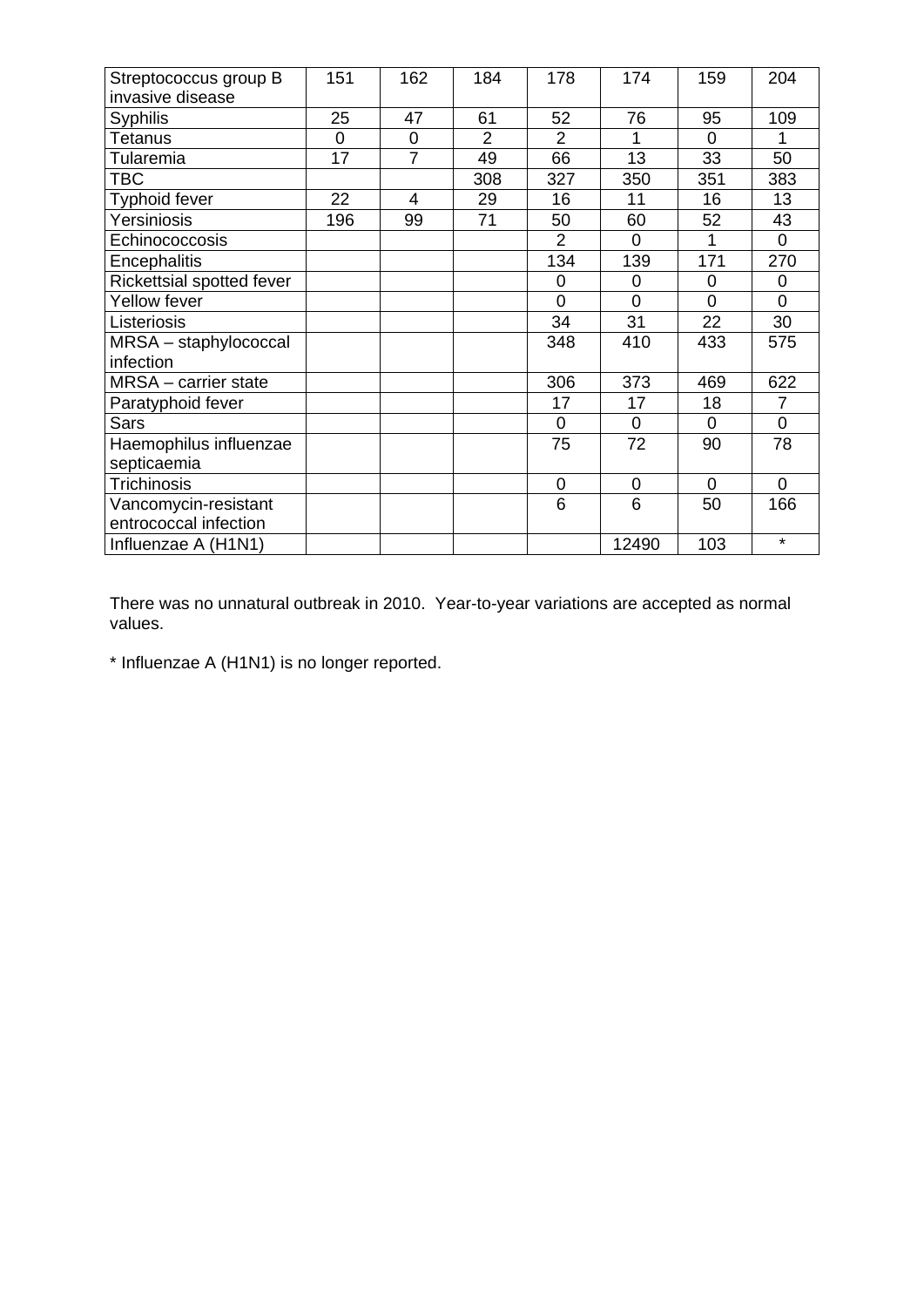| Streptococcus group B invasive disease | 151 | 162 | 184 | 178 | 174 | 159 | 204 |
|---|---|---|---|---|---|---|---|
| Syphilis | 25 | 47 | 61 | 52 | 76 | 95 | 109 |
| Tetanus | 0 | 0 | 2 | 2 | 1 | 0 | 1 |
| Tularemia | 17 | 7 | 49 | 66 | 13 | 33 | 50 |
| TBC | | | 308 | 327 | 350 | 351 | 383 |
| Typhoid fever | 22 | 4 | 29 | 16 | 11 | 16 | 13 |
| Yersiniosis | 196 | 99 | 71 | 50 | 60 | 52 | 43 |
| Echinococcosis | | | | 2 | 0 | 1 | 0 |
| Encephalitis | | | | 134 | 139 | 171 | 270 |
| Rickettsial spotted fever | | | | 0 | 0 | 0 | 0 |
| Yellow fever | | | | 0 | 0 | 0 | 0 |
| Listeriosis | | | | 34 | 31 | 22 | 30 |
| MRSA – staphylococcal infection | | | | 348 | 410 | 433 | 575 |
| MRSA – carrier state | | | | 306 | 373 | 469 | 622 |
| Paratyphoid fever | | | | 17 | 17 | 18 | 7 |
| Sars | | | | 0 | 0 | 0 | 0 |
| Haemophilus influenzae septicaemia | | | | 75 | 72 | 90 | 78 |
| Trichinosis | | | | 0 | 0 | 0 | 0 |
| Vancomycin-resistant entrococcal infection | | | | 6 | 6 | 50 | 166 |
| Influenzae A (H1N1) | | | | | 12490 | 103 | * |

There was no unnatural outbreak in 2010. Year-to-year variations are accepted as normal values.

* Influenzae A (H1N1) is no longer reported.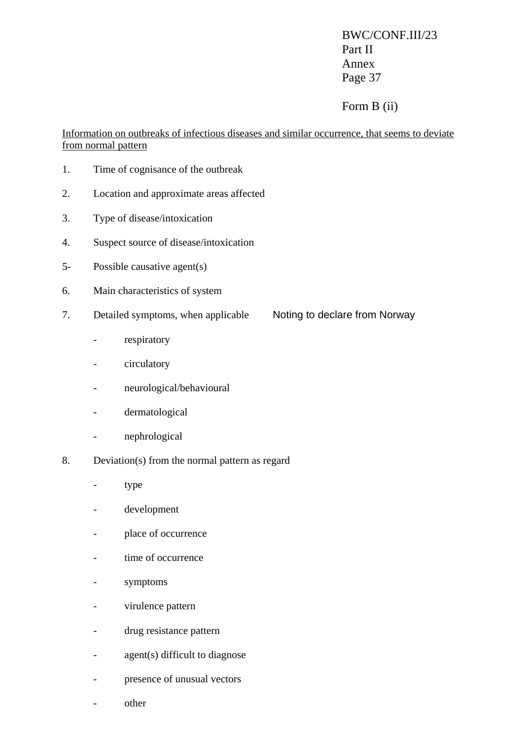Form B (ii)

<u>Information on outbreaks of infectious diseases and similar occurrence, that seems to deviate from normal pattern</u>

1. Time of cognisance of the outbreak

2. Location and approximate areas affected

3. Type of disease/intoxication

4. Suspect source of disease/intoxication

5- Possible causative agent(s)

6. Main characteristics of system

7. Detailed symptoms, when applicable

   Noting to declare from Norway

   - respiratory
   - circulatory
   - neurological/behavioural
   - dermatological
   - nephrological

8. Deviation(s) from the normal pattern as regard

   - type
   - development
   - place of occurrence
   - time of occurrence
   - symptoms
   - virulence pattern
   - drug resistance pattern
   - agent(s) difficult to diagnose
   - presence of unusual vectors
   - other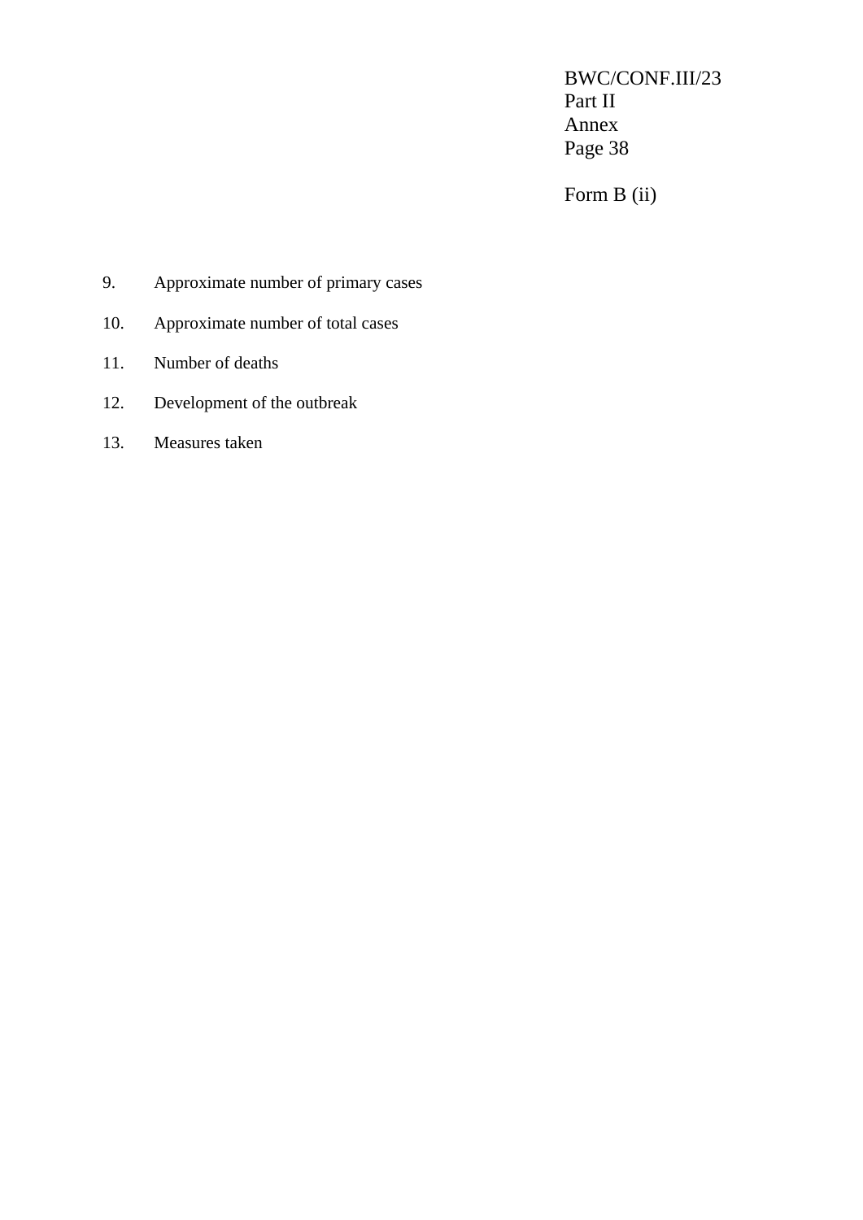Form B (ii)

9. Approximate number of primary cases

10. Approximate number of total cases

11. Number of deaths

12. Development of the outbreak

13. Measures taken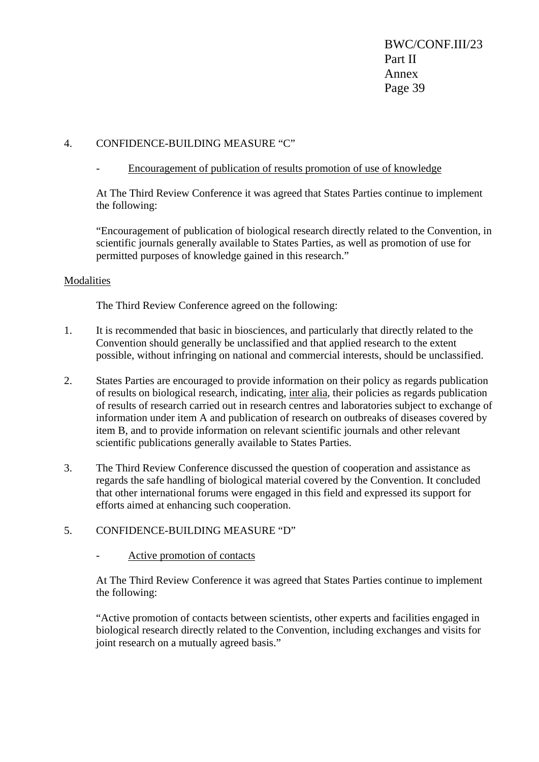## 4. CONFIDENCE-BUILDING MEASURE "C"

- Encouragement of publication of results promotion of use of knowledge

At The Third Review Conference it was agreed that States Parties continue to implement the following:

"Encouragement of publication of biological research directly related to the Convention, in scientific journals generally available to States Parties, as well as promotion of use for permitted purposes of knowledge gained in this research."

### Modalities

The Third Review Conference agreed on the following:

1. It is recommended that basic in biosciences, and particularly that directly related to the Convention should generally be unclassified and that applied research to the extent possible, without infringing on national and commercial interests, should be unclassified.

2. States Parties are encouraged to provide information on their policy as regards publication of results on biological research, indicating, inter alia, their policies as regards publication of results of research carried out in research centres and laboratories subject to exchange of information under item A and publication of research on outbreaks of diseases covered by item B, and to provide information on relevant scientific journals and other relevant scientific publications generally available to States Parties.

3. The Third Review Conference discussed the question of cooperation and assistance as regards the safe handling of biological material covered by the Convention. It concluded that other international forums were engaged in this field and expressed its support for efforts aimed at enhancing such cooperation.

## 5. CONFIDENCE-BUILDING MEASURE "D"

- Active promotion of contacts

At The Third Review Conference it was agreed that States Parties continue to implement the following:

"Active promotion of contacts between scientists, other experts and facilities engaged in biological research directly related to the Convention, including exchanges and visits for joint research on a mutually agreed basis."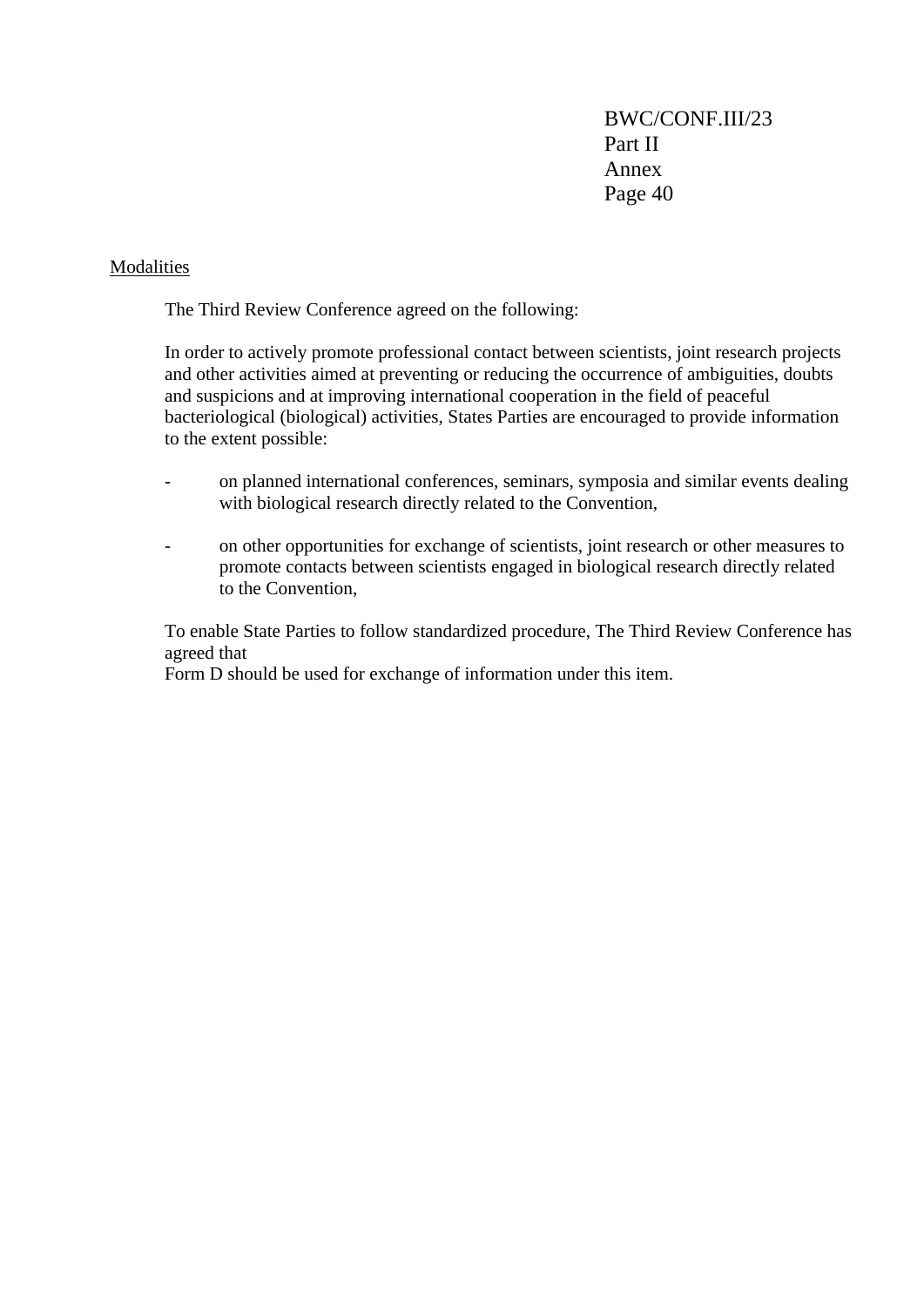Modalities

The Third Review Conference agreed on the following:

In order to actively promote professional contact between scientists, joint research projects and other activities aimed at preventing or reducing the occurrence of ambiguities, doubts and suspicions and at improving international cooperation in the field of peaceful bacteriological (biological) activities, States Parties are encouraged to provide information to the extent possible:

- on planned international conferences, seminars, symposia and similar events dealing with biological research directly related to the Convention,

- on other opportunities for exchange of scientists, joint research or other measures to promote contacts between scientists engaged in biological research directly related to the Convention,

To enable State Parties to follow standardized procedure, The Third Review Conference has agreed that
Form D should be used for exchange of information under this item.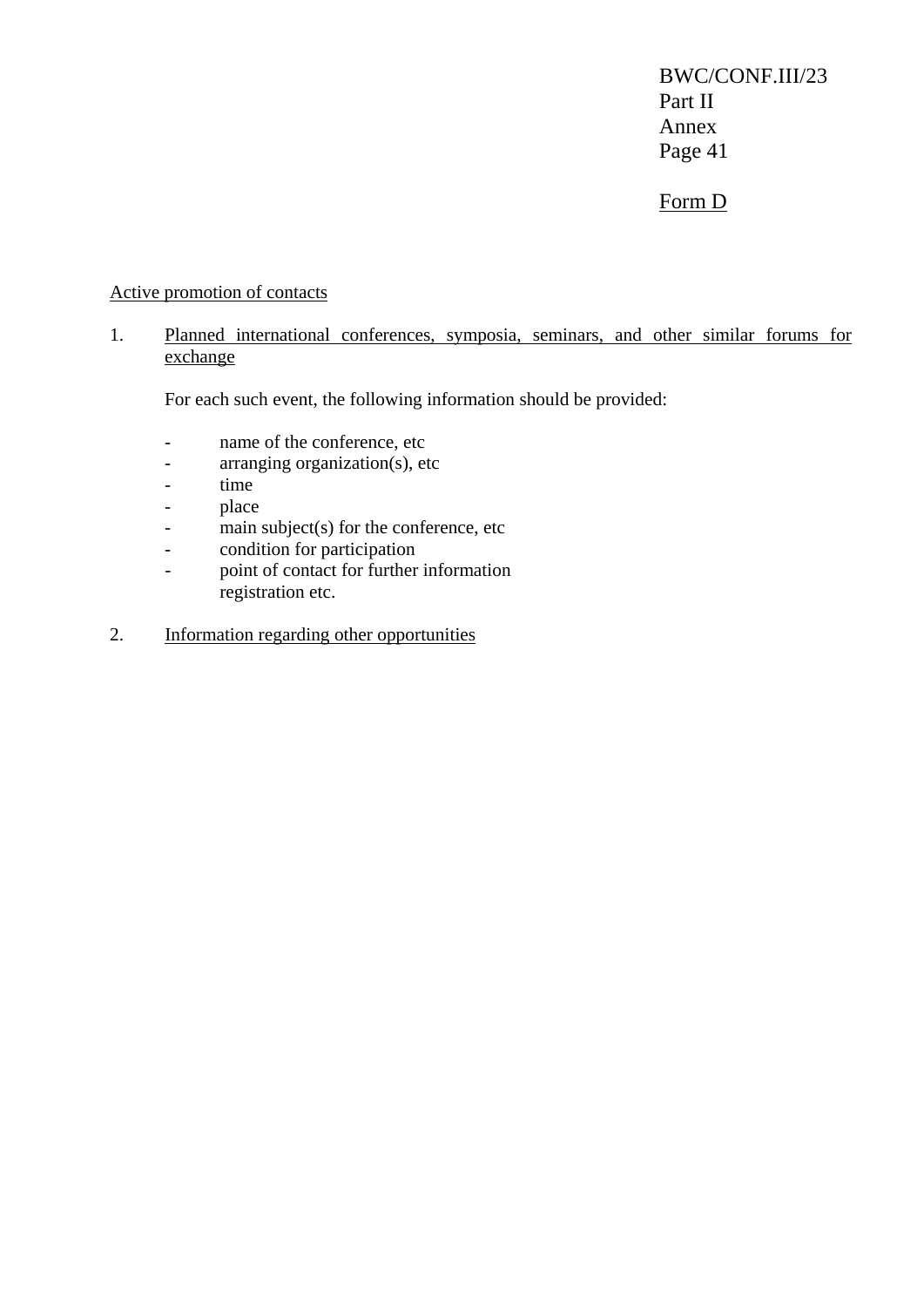Form D

Active promotion of contacts

1. Planned international conferences, symposia, seminars, and other similar forums for exchange

   For each such event, the following information should be provided:

   - name of the conference, etc
   - arranging organization(s), etc
   - time
   - place
   - main subject(s) for the conference, etc
   - condition for participation
   - point of contact for further information registration etc.

2. Information regarding other opportunities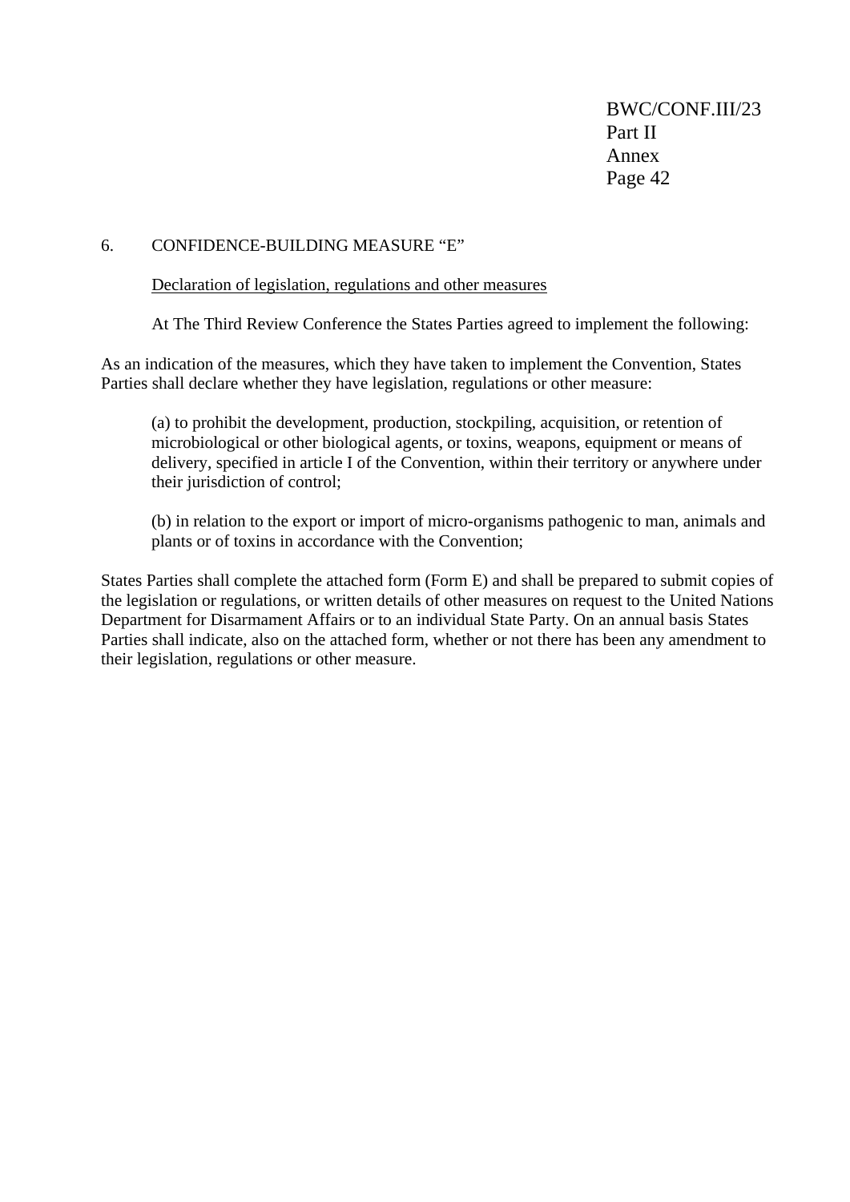## 6. CONFIDENCE-BUILDING MEASURE "E"

Declaration of legislation, regulations and other measures

At The Third Review Conference the States Parties agreed to implement the following:

As an indication of the measures, which they have taken to implement the Convention, States Parties shall declare whether they have legislation, regulations or other measure:

(a) to prohibit the development, production, stockpiling, acquisition, or retention of microbiological or other biological agents, or toxins, weapons, equipment or means of delivery, specified in article I of the Convention, within their territory or anywhere under their jurisdiction of control;

(b) in relation to the export or import of micro-organisms pathogenic to man, animals and plants or of toxins in accordance with the Convention;

States Parties shall complete the attached form (Form E) and shall be prepared to submit copies of the legislation or regulations, or written details of other measures on request to the United Nations Department for Disarmament Affairs or to an individual State Party. On an annual basis States Parties shall indicate, also on the attached form, whether or not there has been any amendment to their legislation, regulations or other measure.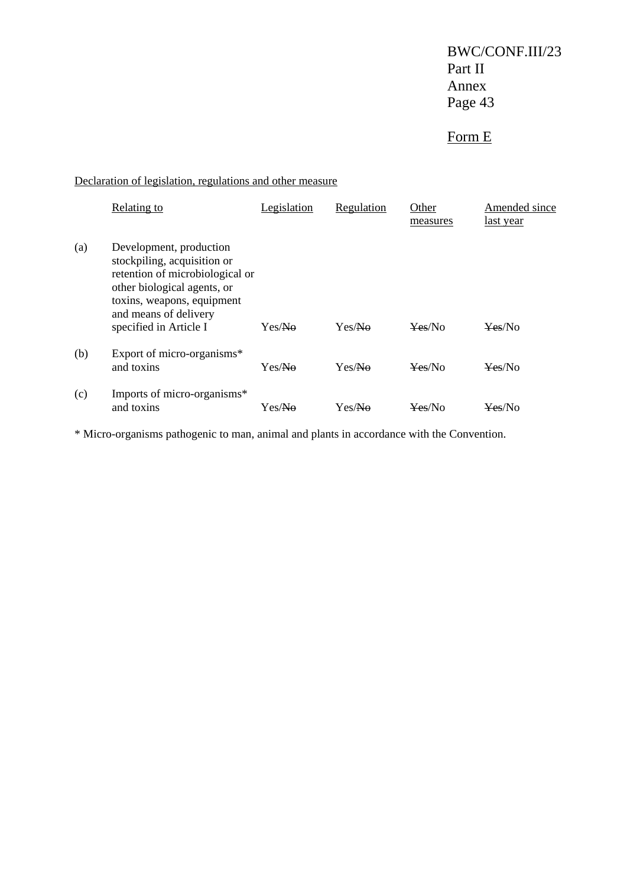## Form E

Declaration of legislation, regulations and other measure

| | Relating to | Legislation | Regulation | Other measures | Amended since last year |
|---|---|---|---|---|---|
| (a) | Development, production stockpiling, acquisition or retention of microbiological or other biological agents, or toxins, weapons, equipment and means of delivery specified in Article I | Yes/~~No~~ | Yes/~~No~~ | ~~Yes~~/No | ~~Yes~~/No |
| (b) | Export of micro-organisms* and toxins | Yes/~~No~~ | Yes/~~No~~ | ~~Yes~~/No | ~~Yes~~/No |
| (c) | Imports of micro-organisms* and toxins | Yes/~~No~~ | Yes/~~No~~ | ~~Yes~~/No | ~~Yes~~/No |

* Micro-organisms pathogenic to man, animal and plants in accordance with the Convention.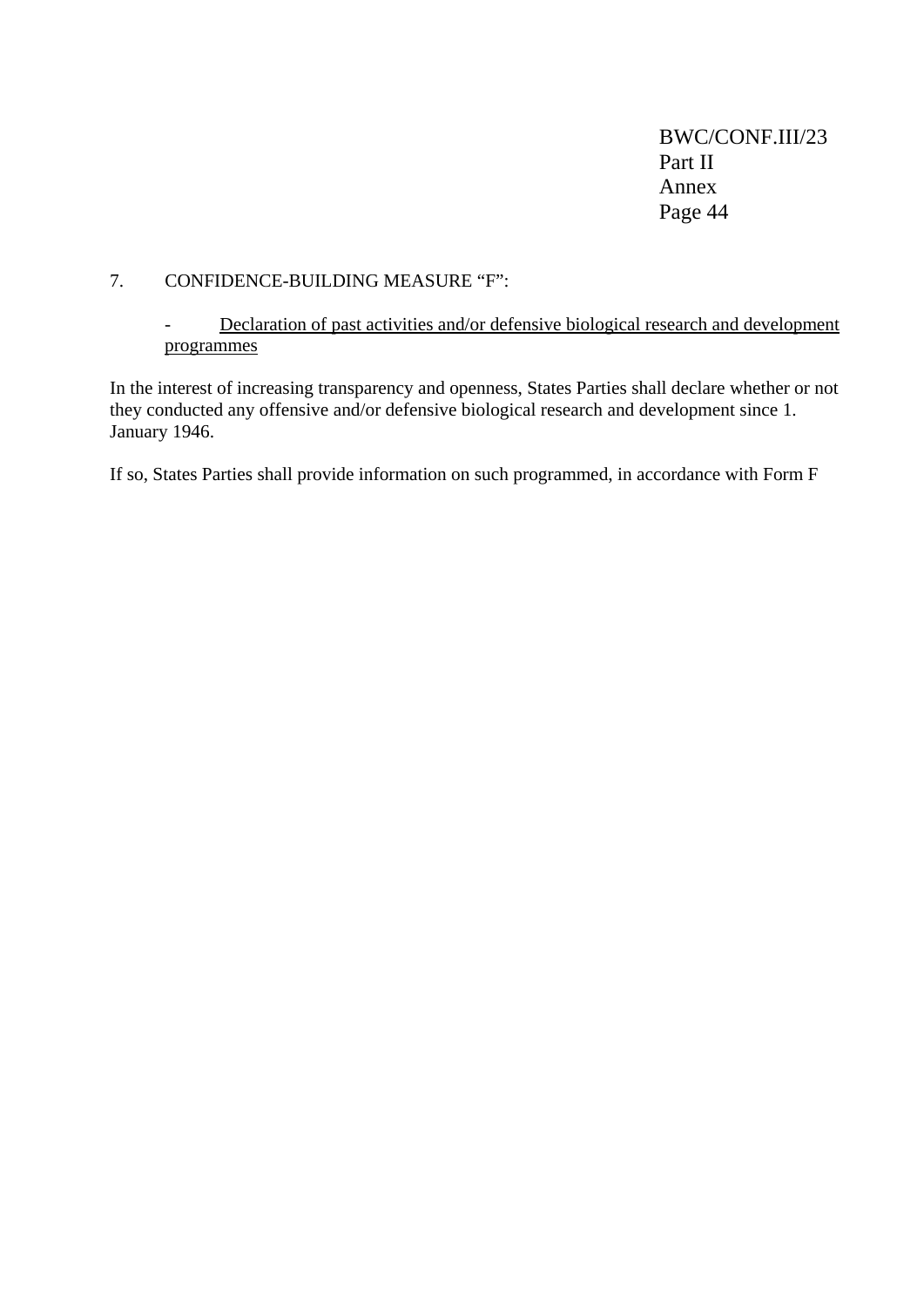7. CONFIDENCE-BUILDING MEASURE "F":

- Declaration of past activities and/or defensive biological research and development programmes

In the interest of increasing transparency and openness, States Parties shall declare whether or not they conducted any offensive and/or defensive biological research and development since 1. January 1946.

If so, States Parties shall provide information on such programmed, in accordance with Form F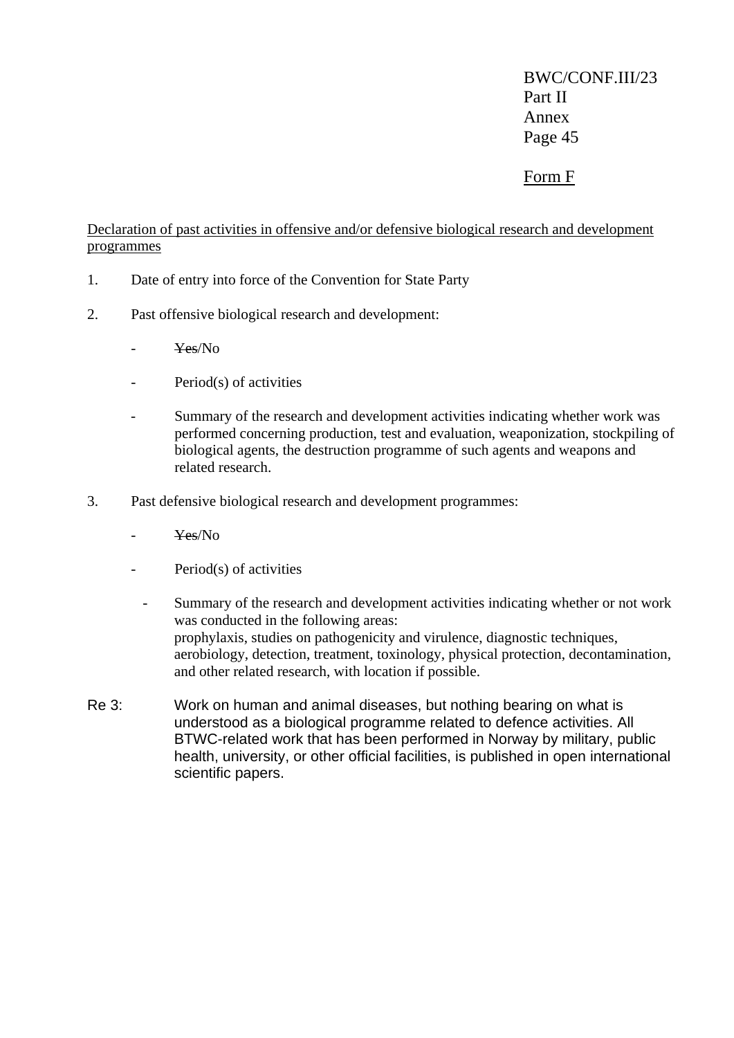Form F

Declaration of past activities in offensive and/or defensive biological research and development programmes

1. Date of entry into force of the Convention for State Party

2. Past offensive biological research and development:

   - ~~Yes~~/No

   - Period(s) of activities

   - Summary of the research and development activities indicating whether work was performed concerning production, test and evaluation, weaponization, stockpiling of biological agents, the destruction programme of such agents and weapons and related research.

3. Past defensive biological research and development programmes:

   - ~~Yes~~/No

   - Period(s) of activities

   - Summary of the research and development activities indicating whether or not work was conducted in the following areas: prophylaxis, studies on pathogenicity and virulence, diagnostic techniques, aerobiology, detection, treatment, toxinology, physical protection, decontamination, and other related research, with location if possible.

Re 3: Work on human and animal diseases, but nothing bearing on what is understood as a biological programme related to defence activities. All BTWC-related work that has been performed in Norway by military, public health, university, or other official facilities, is published in open international scientific papers.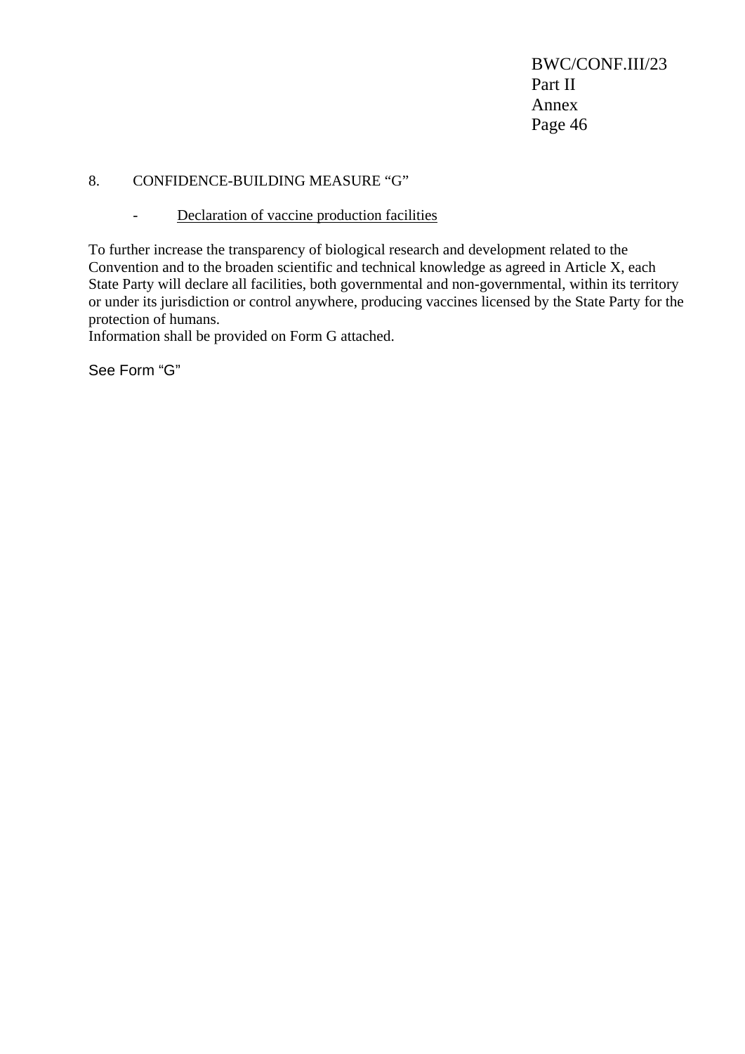## 8. CONFIDENCE-BUILDING MEASURE “G”

- Declaration of vaccine production facilities

To further increase the transparency of biological research and development related to the Convention and to the broaden scientific and technical knowledge as agreed in Article X, each State Party will declare all facilities, both governmental and non-governmental, within its territory or under its jurisdiction or control anywhere, producing vaccines licensed by the State Party for the protection of humans.
Information shall be provided on Form G attached.

See Form “G”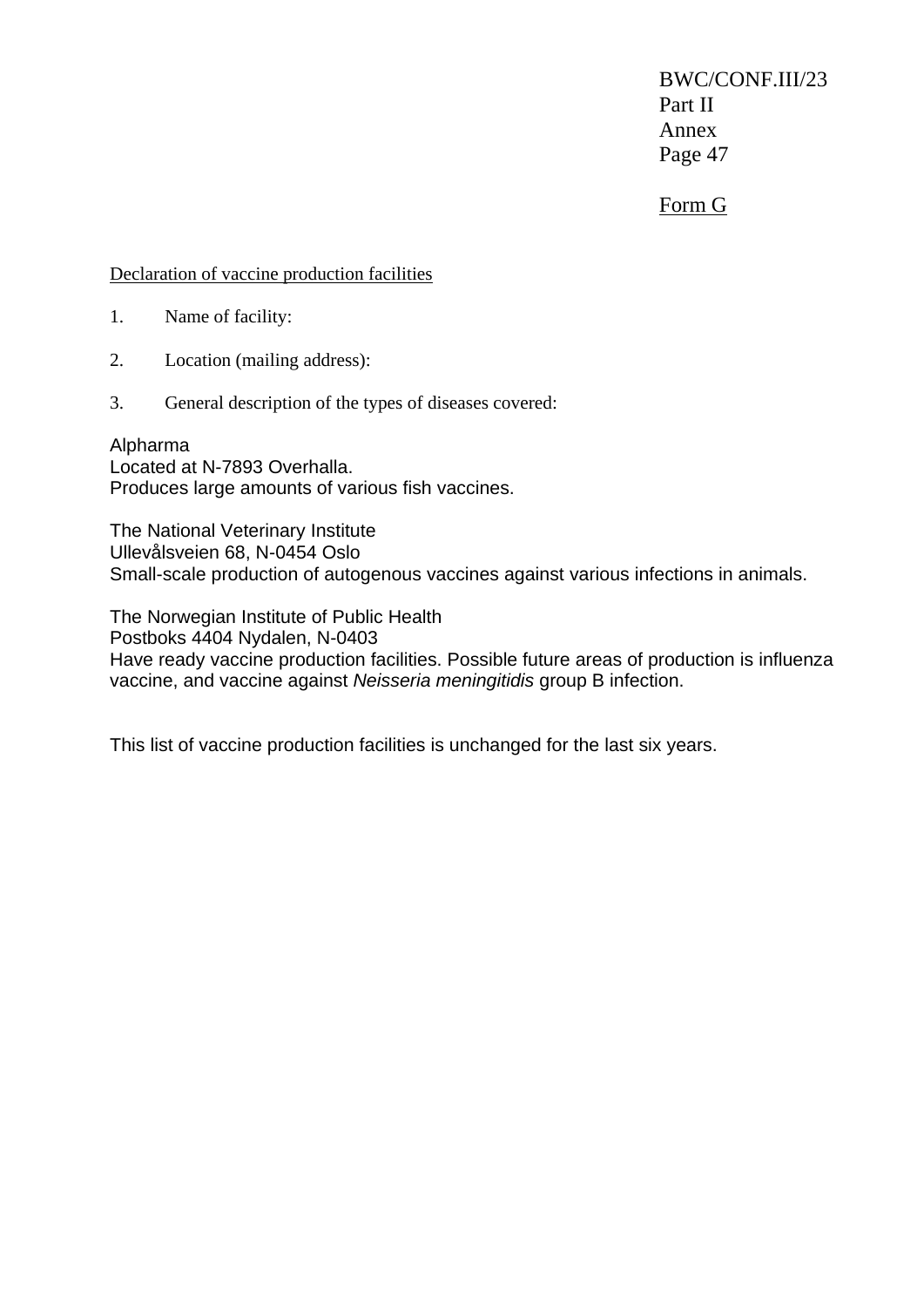Form G

Declaration of vaccine production facilities

1. Name of facility:

2. Location (mailing address):

3. General description of the types of diseases covered:

Alpharma
Located at N-7893 Overhalla.
Produces large amounts of various fish vaccines.

The National Veterinary Institute
Ullevålsveien 68, N-0454 Oslo
Small-scale production of autogenous vaccines against various infections in animals.

The Norwegian Institute of Public Health
Postboks 4404 Nydalen, N-0403
Have ready vaccine production facilities. Possible future areas of production is influenza vaccine, and vaccine against *Neisseria meningitidis* group B infection.

This list of vaccine production facilities is unchanged for the last six years.